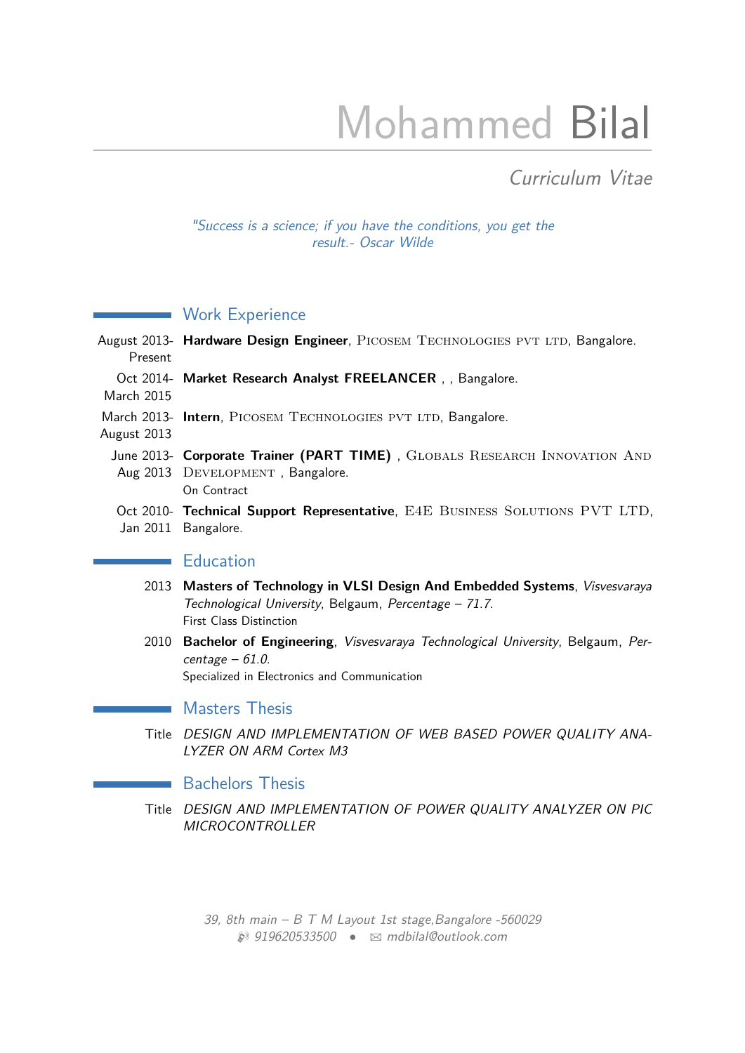# Mohammed Bilal

*Curriculum Vitae*

*"Success is a science; if you have the conditions, you get the result.- Oscar Wilde*

## Work Experience

August 2013- Present — **Hardware Design Engineer**, Picosem Technologies pvt ltd, Bangalore.

Oct 2014- March 2015 — **Market Research Analyst FREELANCER** , , Bangalore.

March 2013- August 2013 — **Intern**, Picosem Technologies pvt ltd, Bangalore.

June 2013- Aug 2013 — **Corporate Trainer (PART TIME)** , Globals Research Innovation And Development , Bangalore.
On Contract

Oct 2010- Jan 2011 — **Technical Support Representative**, E4E Business Solutions PVT LTD, Bangalore.

## Education

2013 — **Masters of Technology in VLSI Design And Embedded Systems**, *Visvesvaraya Technological University*, Belgaum, *Percentage – 71.7*.
First Class Distinction

2010 — **Bachelor of Engineering**, *Visvesvaraya Technological University*, Belgaum, *Percentage – 61.0*.
Specialized in Electronics and Communication

## Masters Thesis

Title — *DESIGN AND IMPLEMENTATION OF WEB BASED POWER QUALITY ANALYZER ON ARM Cortex M3*

## Bachelors Thesis

Title — *DESIGN AND IMPLEMENTATION OF POWER QUALITY ANALYZER ON PIC MICROCONTROLLER*

*39, 8th main – B T M Layout 1st stage,Bangalore -560029*
*919620533500 • mdbilal@outlook.com*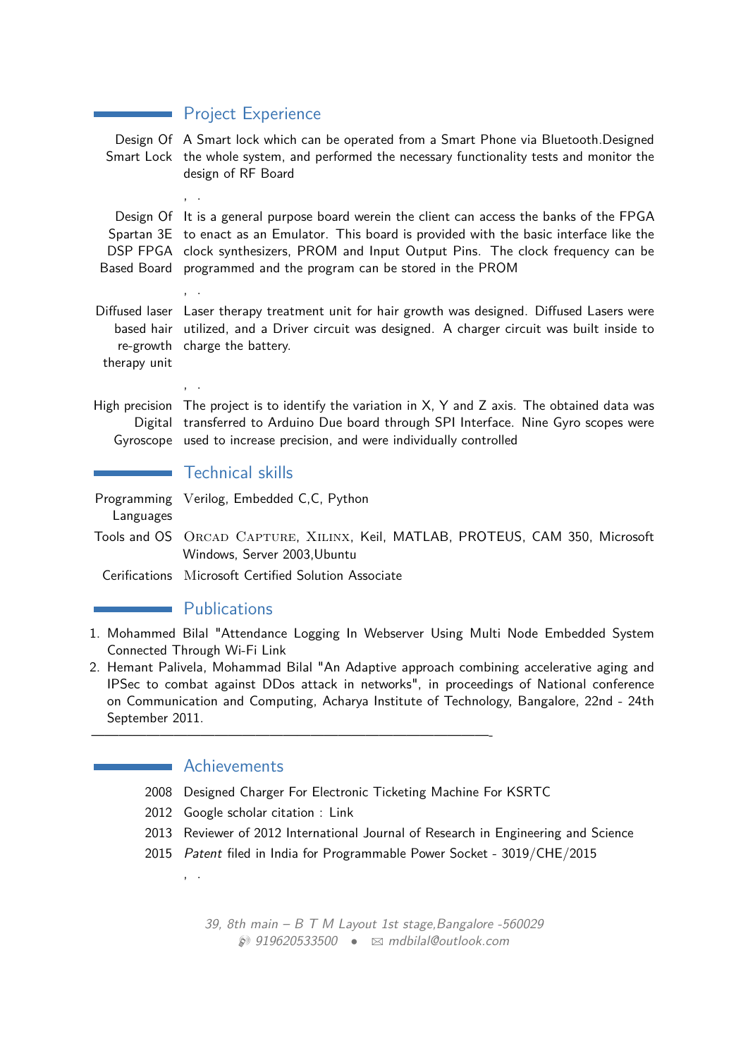## Project Experience

**Design Of Smart Lock** — A Smart lock which can be operated from a Smart Phone via Bluetooth.Designed the whole system, and performed the necessary functionality tests and monitor the design of RF Board

, .

**Design Of Spartan 3E DSP FPGA Based Board** — It is a general purpose board werein the client can access the banks of the FPGA to enact as an Emulator. This board is provided with the basic interface like the clock synthesizers, PROM and Input Output Pins. The clock frequency can be programmed and the program can be stored in the PROM

, .

**Diffused laser based hair re-growth therapy unit** — Laser therapy treatment unit for hair growth was designed. Diffused Lasers were utilized, and a Driver circuit was designed. A charger circuit was built inside to charge the battery.

, .

**High precision Digital Gyroscope** — The project is to identify the variation in X, Y and Z axis. The obtained data was transferred to Arduino Due board through SPI Interface. Nine Gyro scopes were used to increase precision, and were individually controlled

## Technical skills

**Programming Languages** — Verilog, Embedded C,C, Python

**Tools and OS** — OrCAD Capture, Xilinx, Keil, MATLAB, PROTEUS, CAM 350, Microsoft Windows, Server 2003,Ubuntu

**Cerifications** — Microsoft Certified Solution Associate

## Publications

1. Mohammed Bilal "Attendance Logging In Webserver Using Multi Node Embedded System Connected Through Wi-Fi Link
2. Hemant Palivela, Mohammad Bilal "An Adaptive approach combining accelerative aging and IPSec to combat against DDos attack in networks", in proceedings of National conference on Communication and Computing, Acharya Institute of Technology, Bangalore, 22nd - 24th September 2011.

---

## Achievements

- **2008** Designed Charger For Electronic Ticketing Machine For KSRTC
- **2012** Google scholar citation : Link
- **2013** Reviewer of 2012 International Journal of Research in Engineering and Science
- **2015** *Patent* filed in India for Programmable Power Socket - 3019/CHE/2015

, .

*39, 8th main – B T M Layout 1st stage,Bangalore -560029*
*919620533500 • mdbilal@outlook.com*